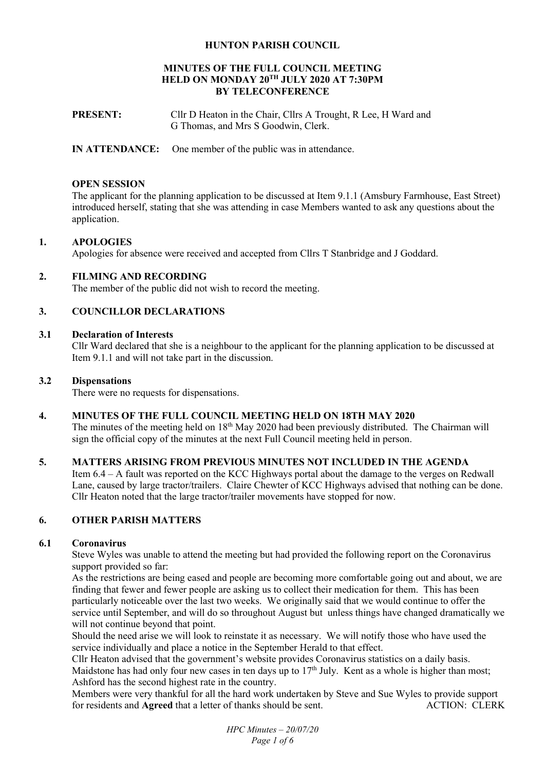# HUNTON PARISH COUNCIL

## MINUTES OF THE FULL COUNCIL MEETING HELD ON MONDAY 20TH JULY 2020 AT 7:30PM BY TELECONFERENCE

**PRESENT:** Cllr D Heaton in the Chair, Cllrs A Trought, R Lee, H Ward and G Thomas, and Mrs S Goodwin, Clerk.

**IN ATTENDANCE:** One member of the public was in attendance.

### OPEN SESSION

The applicant for the planning application to be discussed at Item 9.1.1 (Amsbury Farmhouse, East Street) introduced herself, stating that she was attending in case Members wanted to ask any questions about the application.

### 1. APOLOGIES

Apologies for absence were received and accepted from Cllrs T Stanbridge and J Goddard.

### 2. FILMING AND RECORDING

The member of the public did not wish to record the meeting.

### 3. COUNCILLOR DECLARATIONS

#### 3.1 Declaration of Interests

Cllr Ward declared that she is a neighbour to the applicant for the planning application to be discussed at Item 9.1.1 and will not take part in the discussion.

#### 3.2 Dispensations

There were no requests for dispensations.

### 4. MINUTES OF THE FULL COUNCIL MEETING HELD ON 18TH MAY 2020

The minutes of the meeting held on 18th May 2020 had been previously distributed. The Chairman will sign the official copy of the minutes at the next Full Council meeting held in person.

### 5. MATTERS ARISING FROM PREVIOUS MINUTES NOT INCLUDED IN THE AGENDA

Item 6.4 – A fault was reported on the KCC Highways portal about the damage to the verges on Redwall Lane, caused by large tractor/trailers. Claire Chewter of KCC Highways advised that nothing can be done. Cllr Heaton noted that the large tractor/trailer movements have stopped for now.

### 6. OTHER PARISH MATTERS

#### 6.1 Coronavirus

Steve Wyles was unable to attend the meeting but had provided the following report on the Coronavirus support provided so far:

As the restrictions are being eased and people are becoming more comfortable going out and about, we are finding that fewer and fewer people are asking us to collect their medication for them. This has been particularly noticeable over the last two weeks. We originally said that we would continue to offer the service until September, and will do so throughout August but unless things have changed dramatically we will not continue beyond that point.

Should the need arise we will look to reinstate it as necessary. We will notify those who have used the service individually and place a notice in the September Herald to that effect.

Cllr Heaton advised that the government's website provides Coronavirus statistics on a daily basis. Maidstone has had only four new cases in ten days up to 17th July. Kent as a whole is higher than most; Ashford has the second highest rate in the country.

Members were very thankful for all the hard work undertaken by Steve and Sue Wyles to provide support for residents and **Agreed** that a letter of thanks should be sent. ACTION: CLERK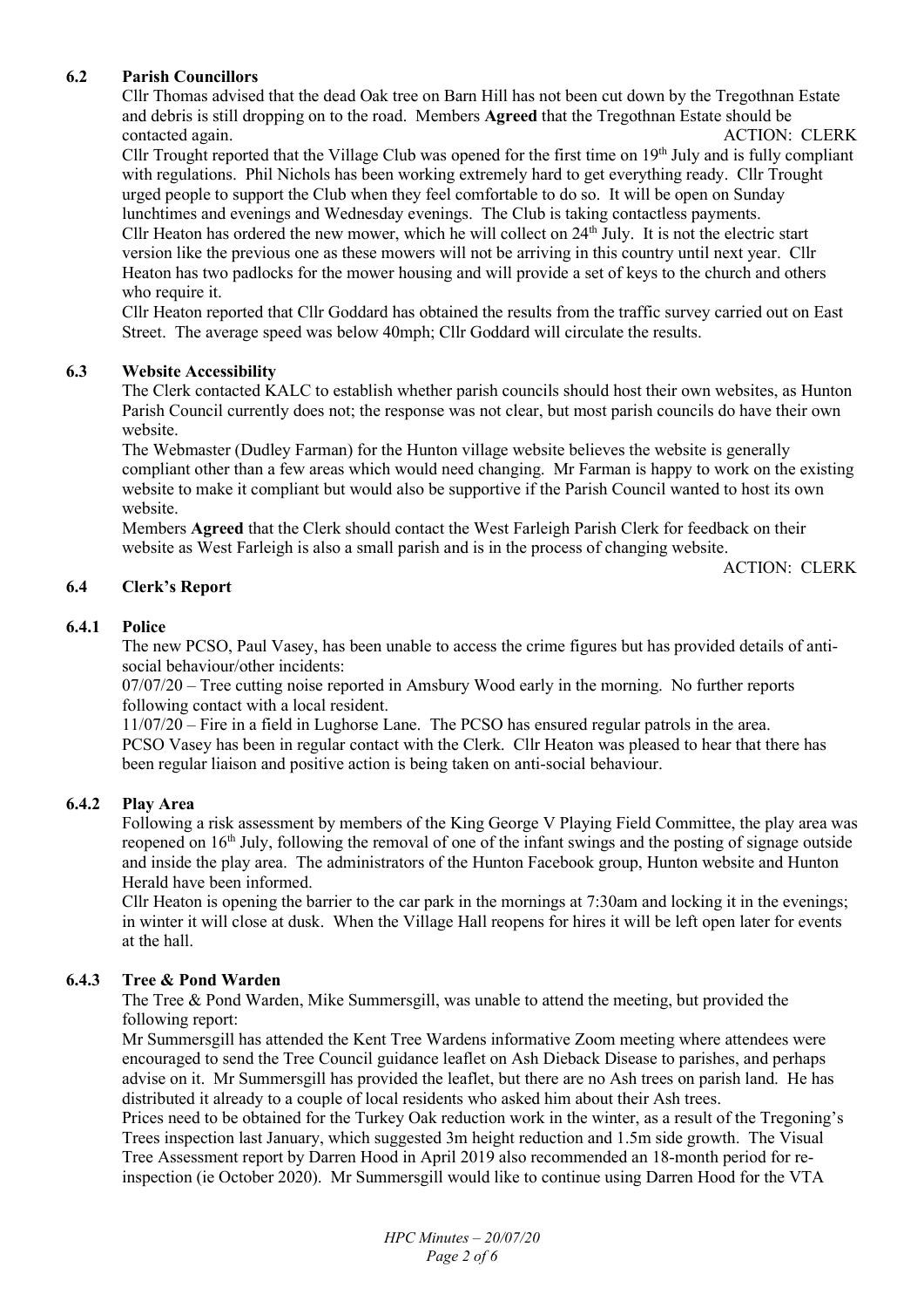### 6.2 Parish Councillors

Cllr Thomas advised that the dead Oak tree on Barn Hill has not been cut down by the Tregothnan Estate and debris is still dropping on to the road. Members **Agreed** that the Tregothnan Estate should be contacted again. ACTION: CLERK

Cllr Trought reported that the Village Club was opened for the first time on 19th July and is fully compliant with regulations. Phil Nichols has been working extremely hard to get everything ready. Cllr Trought urged people to support the Club when they feel comfortable to do so. It will be open on Sunday lunchtimes and evenings and Wednesday evenings. The Club is taking contactless payments.

Cllr Heaton has ordered the new mower, which he will collect on 24th July. It is not the electric start version like the previous one as these mowers will not be arriving in this country until next year. Cllr Heaton has two padlocks for the mower housing and will provide a set of keys to the church and others who require it.

Cllr Heaton reported that Cllr Goddard has obtained the results from the traffic survey carried out on East Street. The average speed was below 40mph; Cllr Goddard will circulate the results.

### 6.3 Website Accessibility

The Clerk contacted KALC to establish whether parish councils should host their own websites, as Hunton Parish Council currently does not; the response was not clear, but most parish councils do have their own website.

The Webmaster (Dudley Farman) for the Hunton village website believes the website is generally compliant other than a few areas which would need changing. Mr Farman is happy to work on the existing website to make it compliant but would also be supportive if the Parish Council wanted to host its own website.

Members **Agreed** that the Clerk should contact the West Farleigh Parish Clerk for feedback on their website as West Farleigh is also a small parish and is in the process of changing website.

ACTION: CLERK

### 6.4 Clerk's Report

#### 6.4.1 Police

The new PCSO, Paul Vasey, has been unable to access the crime figures but has provided details of anti-social behaviour/other incidents:

07/07/20 – Tree cutting noise reported in Amsbury Wood early in the morning. No further reports following contact with a local resident.

11/07/20 – Fire in a field in Lughorse Lane. The PCSO has ensured regular patrols in the area.

PCSO Vasey has been in regular contact with the Clerk. Cllr Heaton was pleased to hear that there has been regular liaison and positive action is being taken on anti-social behaviour.

#### 6.4.2 Play Area

Following a risk assessment by members of the King George V Playing Field Committee, the play area was reopened on 16th July, following the removal of one of the infant swings and the posting of signage outside and inside the play area. The administrators of the Hunton Facebook group, Hunton website and Hunton Herald have been informed.

Cllr Heaton is opening the barrier to the car park in the mornings at 7:30am and locking it in the evenings; in winter it will close at dusk. When the Village Hall reopens for hires it will be left open later for events at the hall.

#### 6.4.3 Tree & Pond Warden

The Tree & Pond Warden, Mike Summersgill, was unable to attend the meeting, but provided the following report:

Mr Summersgill has attended the Kent Tree Wardens informative Zoom meeting where attendees were encouraged to send the Tree Council guidance leaflet on Ash Dieback Disease to parishes, and perhaps advise on it. Mr Summersgill has provided the leaflet, but there are no Ash trees on parish land. He has distributed it already to a couple of local residents who asked him about their Ash trees.

Prices need to be obtained for the Turkey Oak reduction work in the winter, as a result of the Tregoning's Trees inspection last January, which suggested 3m height reduction and 1.5m side growth. The Visual Tree Assessment report by Darren Hood in April 2019 also recommended an 18-month period for re-inspection (ie October 2020). Mr Summersgill would like to continue using Darren Hood for the VTA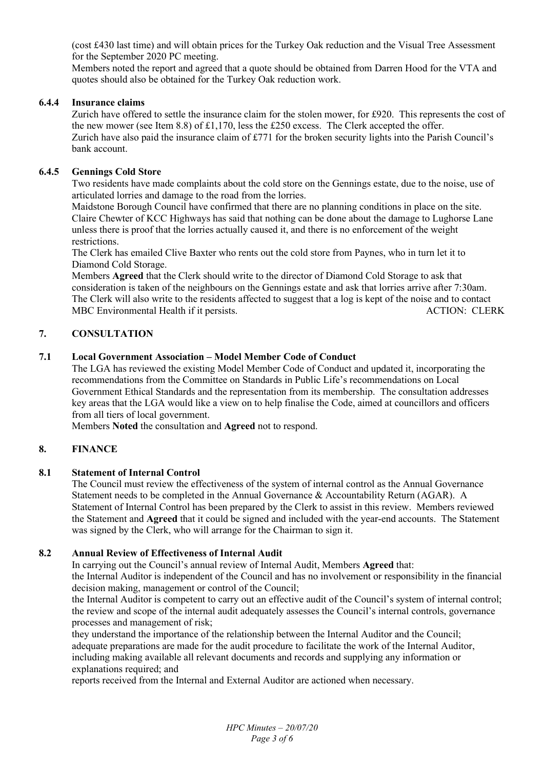(cost £430 last time) and will obtain prices for the Turkey Oak reduction and the Visual Tree Assessment for the September 2020 PC meeting.

Members noted the report and agreed that a quote should be obtained from Darren Hood for the VTA and quotes should also be obtained for the Turkey Oak reduction work.

### 6.4.4 Insurance claims

Zurich have offered to settle the insurance claim for the stolen mower, for £920. This represents the cost of the new mower (see Item 8.8) of £1,170, less the £250 excess. The Clerk accepted the offer.

Zurich have also paid the insurance claim of £771 for the broken security lights into the Parish Council's bank account.

### 6.4.5 Gennings Cold Store

Two residents have made complaints about the cold store on the Gennings estate, due to the noise, use of articulated lorries and damage to the road from the lorries.

Maidstone Borough Council have confirmed that there are no planning conditions in place on the site. Claire Chewter of KCC Highways has said that nothing can be done about the damage to Lughorse Lane unless there is proof that the lorries actually caused it, and there is no enforcement of the weight restrictions.

The Clerk has emailed Clive Baxter who rents out the cold store from Paynes, who in turn let it to Diamond Cold Storage.

Members **Agreed** that the Clerk should write to the director of Diamond Cold Storage to ask that consideration is taken of the neighbours on the Gennings estate and ask that lorries arrive after 7:30am. The Clerk will also write to the residents affected to suggest that a log is kept of the noise and to contact MBC Environmental Health if it persists. ACTION: CLERK

## 7. CONSULTATION

### 7.1 Local Government Association – Model Member Code of Conduct

The LGA has reviewed the existing Model Member Code of Conduct and updated it, incorporating the recommendations from the Committee on Standards in Public Life's recommendations on Local Government Ethical Standards and the representation from its membership. The consultation addresses key areas that the LGA would like a view on to help finalise the Code, aimed at councillors and officers from all tiers of local government.

Members **Noted** the consultation and **Agreed** not to respond.

## 8. FINANCE

### 8.1 Statement of Internal Control

The Council must review the effectiveness of the system of internal control as the Annual Governance Statement needs to be completed in the Annual Governance & Accountability Return (AGAR). A Statement of Internal Control has been prepared by the Clerk to assist in this review. Members reviewed the Statement and **Agreed** that it could be signed and included with the year-end accounts. The Statement was signed by the Clerk, who will arrange for the Chairman to sign it.

### 8.2 Annual Review of Effectiveness of Internal Audit

In carrying out the Council's annual review of Internal Audit, Members **Agreed** that:

the Internal Auditor is independent of the Council and has no involvement or responsibility in the financial decision making, management or control of the Council;

the Internal Auditor is competent to carry out an effective audit of the Council's system of internal control;

the review and scope of the internal audit adequately assesses the Council's internal controls, governance processes and management of risk;

they understand the importance of the relationship between the Internal Auditor and the Council;

adequate preparations are made for the audit procedure to facilitate the work of the Internal Auditor, including making available all relevant documents and records and supplying any information or explanations required; and

reports received from the Internal and External Auditor are actioned when necessary.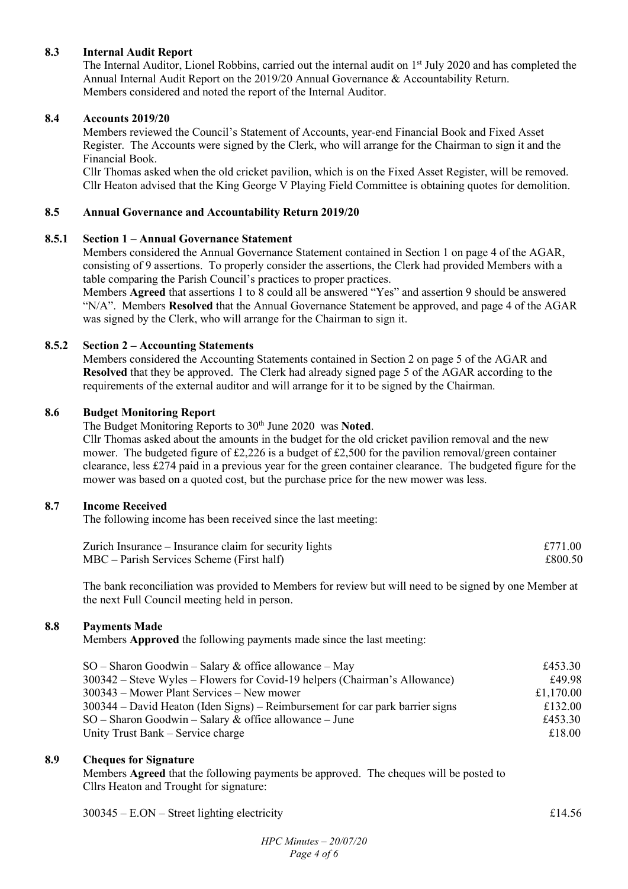### 8.3 Internal Audit Report

The Internal Auditor, Lionel Robbins, carried out the internal audit on 1st July 2020 and has completed the Annual Internal Audit Report on the 2019/20 Annual Governance & Accountability Return.
Members considered and noted the report of the Internal Auditor.

### 8.4 Accounts 2019/20

Members reviewed the Council's Statement of Accounts, year-end Financial Book and Fixed Asset Register. The Accounts were signed by the Clerk, who will arrange for the Chairman to sign it and the Financial Book.
Cllr Thomas asked when the old cricket pavilion, which is on the Fixed Asset Register, will be removed. Cllr Heaton advised that the King George V Playing Field Committee is obtaining quotes for demolition.

### 8.5 Annual Governance and Accountability Return 2019/20

#### 8.5.1 Section 1 – Annual Governance Statement

Members considered the Annual Governance Statement contained in Section 1 on page 4 of the AGAR, consisting of 9 assertions. To properly consider the assertions, the Clerk had provided Members with a table comparing the Parish Council's practices to proper practices.
Members **Agreed** that assertions 1 to 8 could all be answered "Yes" and assertion 9 should be answered "N/A". Members **Resolved** that the Annual Governance Statement be approved, and page 4 of the AGAR was signed by the Clerk, who will arrange for the Chairman to sign it.

#### 8.5.2 Section 2 – Accounting Statements

Members considered the Accounting Statements contained in Section 2 on page 5 of the AGAR and **Resolved** that they be approved. The Clerk had already signed page 5 of the AGAR according to the requirements of the external auditor and will arrange for it to be signed by the Chairman.

### 8.6 Budget Monitoring Report

The Budget Monitoring Reports to 30th June 2020 was **Noted**.
Cllr Thomas asked about the amounts in the budget for the old cricket pavilion removal and the new mower. The budgeted figure of £2,226 is a budget of £2,500 for the pavilion removal/green container clearance, less £274 paid in a previous year for the green container clearance. The budgeted figure for the mower was based on a quoted cost, but the purchase price for the new mower was less.

### 8.7 Income Received

The following income has been received since the last meeting:

| | |
|---|---|
| Zurich Insurance – Insurance claim for security lights | £771.00 |
| MBC – Parish Services Scheme (First half) | £800.50 |

The bank reconciliation was provided to Members for review but will need to be signed by one Member at the next Full Council meeting held in person.

### 8.8 Payments Made

Members **Approved** the following payments made since the last meeting:

| | |
|---|---|
| SO – Sharon Goodwin – Salary & office allowance – May | £453.30 |
| 300342 – Steve Wyles – Flowers for Covid-19 helpers (Chairman's Allowance) | £49.98 |
| 300343 – Mower Plant Services – New mower | £1,170.00 |
| 300344 – David Heaton (Iden Signs) – Reimbursement for car park barrier signs | £132.00 |
| SO – Sharon Goodwin – Salary & office allowance – June | £453.30 |
| Unity Trust Bank – Service charge | £18.00 |

### 8.9 Cheques for Signature

Members **Agreed** that the following payments be approved. The cheques will be posted to Cllrs Heaton and Trought for signature:

| | |
|---|---|
| 300345 – E.ON – Street lighting electricity | £14.56 |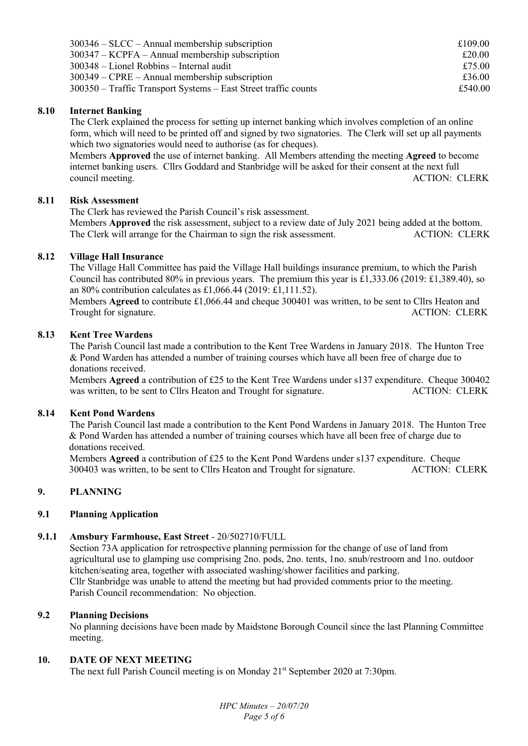| | |
|---|---|
| 300346 – SLCC – Annual membership subscription | £109.00 |
| 300347 – KCPFA – Annual membership subscription | £20.00 |
| 300348 – Lionel Robbins – Internal audit | £75.00 |
| 300349 – CPRE – Annual membership subscription | £36.00 |
| 300350 – Traffic Transport Systems – East Street traffic counts | £540.00 |

### 8.10 Internet Banking

The Clerk explained the process for setting up internet banking which involves completion of an online form, which will need to be printed off and signed by two signatories. The Clerk will set up all payments which two signatories would need to authorise (as for cheques).

Members **Approved** the use of internet banking. All Members attending the meeting **Agreed** to become internet banking users. Cllrs Goddard and Stanbridge will be asked for their consent at the next full council meeting. ACTION: CLERK

### 8.11 Risk Assessment

The Clerk has reviewed the Parish Council's risk assessment.

Members **Approved** the risk assessment, subject to a review date of July 2021 being added at the bottom. The Clerk will arrange for the Chairman to sign the risk assessment. ACTION: CLERK

### 8.12 Village Hall Insurance

The Village Hall Committee has paid the Village Hall buildings insurance premium, to which the Parish Council has contributed 80% in previous years. The premium this year is £1,333.06 (2019: £1,389.40), so an 80% contribution calculates as £1,066.44 (2019: £1,111.52).

Members **Agreed** to contribute £1,066.44 and cheque 300401 was written, to be sent to Cllrs Heaton and Trought for signature. ACTION: CLERK

### 8.13 Kent Tree Wardens

The Parish Council last made a contribution to the Kent Tree Wardens in January 2018. The Hunton Tree & Pond Warden has attended a number of training courses which have all been free of charge due to donations received.

Members **Agreed** a contribution of £25 to the Kent Tree Wardens under s137 expenditure. Cheque 300402 was written, to be sent to Cllrs Heaton and Trought for signature. ACTION: CLERK

### 8.14 Kent Pond Wardens

The Parish Council last made a contribution to the Kent Pond Wardens in January 2018. The Hunton Tree & Pond Warden has attended a number of training courses which have all been free of charge due to donations received.

Members **Agreed** a contribution of £25 to the Kent Pond Wardens under s137 expenditure. Cheque 300403 was written, to be sent to Cllrs Heaton and Trought for signature. ACTION: CLERK

## 9. PLANNING

### 9.1 Planning Application

#### 9.1.1 Amsbury Farmhouse, East Street - 20/502710/FULL

Section 73A application for retrospective planning permission for the change of use of land from agricultural use to glamping use comprising 2no. pods, 2no. tents, 1no. snub/restroom and 1no. outdoor kitchen/seating area, together with associated washing/shower facilities and parking.

Cllr Stanbridge was unable to attend the meeting but had provided comments prior to the meeting.

Parish Council recommendation: No objection.

### 9.2 Planning Decisions

No planning decisions have been made by Maidstone Borough Council since the last Planning Committee meeting.

## 10. DATE OF NEXT MEETING

The next full Parish Council meeting is on Monday 21st September 2020 at 7:30pm.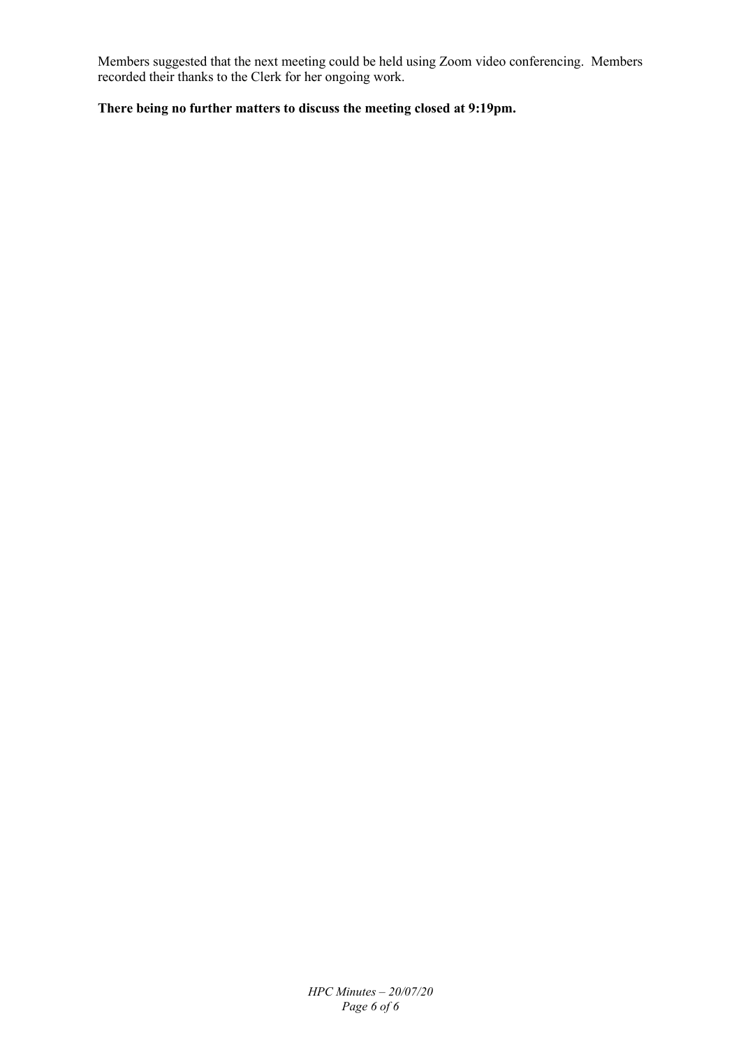Members suggested that the next meeting could be held using Zoom video conferencing. Members recorded their thanks to the Clerk for her ongoing work.

**There being no further matters to discuss the meeting closed at 9:19pm.**